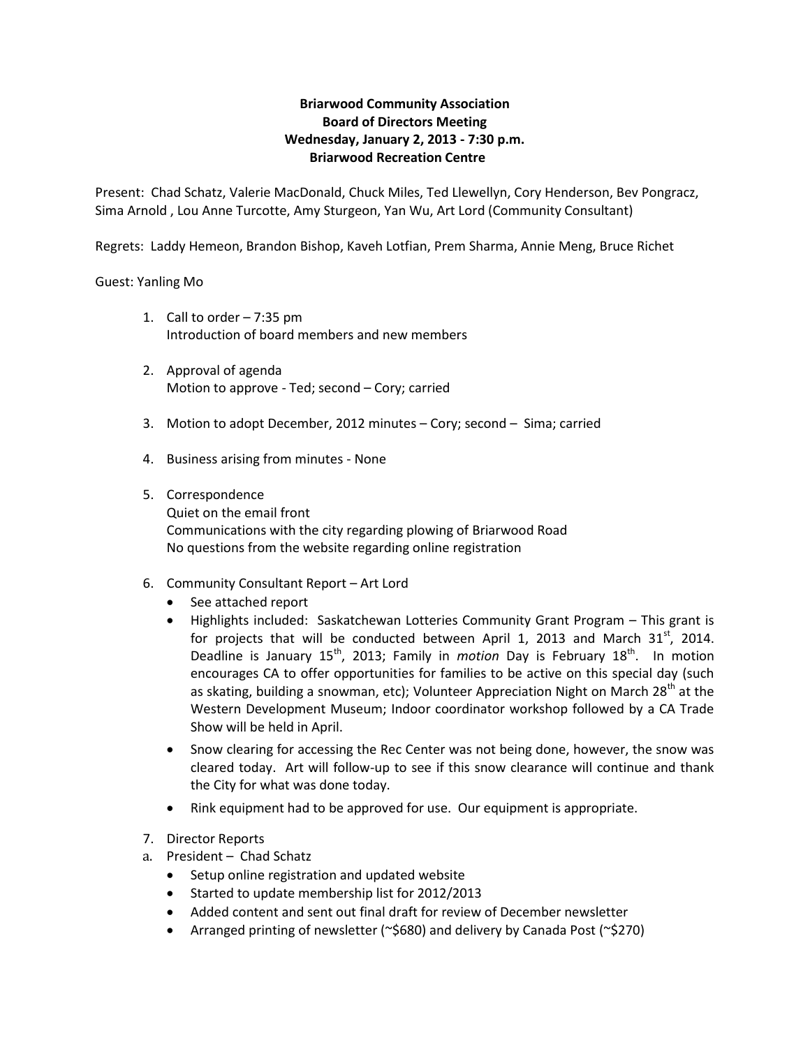**Briarwood Community Association**
**Board of Directors Meeting**
**Wednesday, January 2, 2013 - 7:30 p.m.**
**Briarwood Recreation Centre**

Present: Chad Schatz, Valerie MacDonald, Chuck Miles, Ted Llewellyn, Cory Henderson, Bev Pongracz, Sima Arnold , Lou Anne Turcotte, Amy Sturgeon, Yan Wu, Art Lord (Community Consultant)

Regrets: Laddy Hemeon, Brandon Bishop, Kaveh Lotfian, Prem Sharma, Annie Meng, Bruce Richet

Guest: Yanling Mo

1. Call to order – 7:35 pm
   Introduction of board members and new members

2. Approval of agenda
   Motion to approve - Ted; second – Cory; carried

3. Motion to adopt December, 2012 minutes – Cory; second – Sima; carried

4. Business arising from minutes - None

5. Correspondence
   Quiet on the email front
   Communications with the city regarding plowing of Briarwood Road
   No questions from the website regarding online registration

6. Community Consultant Report – Art Lord
   - See attached report
   - Highlights included: Saskatchewan Lotteries Community Grant Program – This grant is for projects that will be conducted between April 1, 2013 and March 31st, 2014. Deadline is January 15th, 2013; Family in *motion* Day is February 18th. In motion encourages CA to offer opportunities for families to be active on this special day (such as skating, building a snowman, etc); Volunteer Appreciation Night on March 28th at the Western Development Museum; Indoor coordinator workshop followed by a CA Trade Show will be held in April.
   - Snow clearing for accessing the Rec Center was not being done, however, the snow was cleared today. Art will follow-up to see if this snow clearance will continue and thank the City for what was done today.
   - Rink equipment had to be approved for use. Our equipment is appropriate.

7. Director Reports

a. President – Chad Schatz
   - Setup online registration and updated website
   - Started to update membership list for 2012/2013
   - Added content and sent out final draft for review of December newsletter
   - Arranged printing of newsletter (~$680) and delivery by Canada Post (~$270)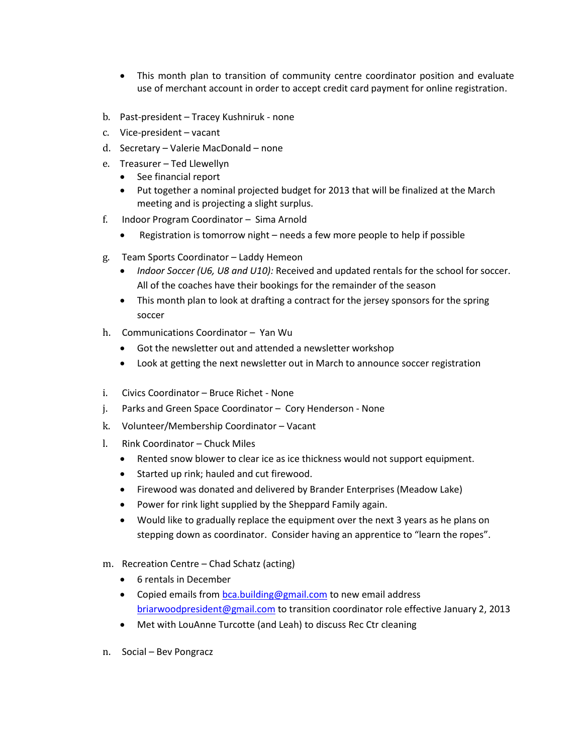- This month plan to transition of community centre coordinator position and evaluate use of merchant account in order to accept credit card payment for online registration.

b. Past-president – Tracey Kushniruk - none

c. Vice-president – vacant

d. Secretary – Valerie MacDonald – none

e. Treasurer – Ted Llewellyn
   - See financial report
   - Put together a nominal projected budget for 2013 that will be finalized at the March meeting and is projecting a slight surplus.

f. Indoor Program Coordinator – Sima Arnold
   - Registration is tomorrow night – needs a few more people to help if possible

g. Team Sports Coordinator – Laddy Hemeon
   - *Indoor Soccer (U6, U8 and U10):* Received and updated rentals for the school for soccer. All of the coaches have their bookings for the remainder of the season
   - This month plan to look at drafting a contract for the jersey sponsors for the spring soccer

h. Communications Coordinator – Yan Wu
   - Got the newsletter out and attended a newsletter workshop
   - Look at getting the next newsletter out in March to announce soccer registration

i. Civics Coordinator – Bruce Richet - None

j. Parks and Green Space Coordinator – Cory Henderson - None

k. Volunteer/Membership Coordinator – Vacant

l. Rink Coordinator – Chuck Miles
   - Rented snow blower to clear ice as ice thickness would not support equipment.
   - Started up rink; hauled and cut firewood.
   - Firewood was donated and delivered by Brander Enterprises (Meadow Lake)
   - Power for rink light supplied by the Sheppard Family again.
   - Would like to gradually replace the equipment over the next 3 years as he plans on stepping down as coordinator. Consider having an apprentice to "learn the ropes".

m. Recreation Centre – Chad Schatz (acting)
   - 6 rentals in December
   - Copied emails from bca.building@gmail.com to new email address briarwoodpresident@gmail.com to transition coordinator role effective January 2, 2013
   - Met with LouAnne Turcotte (and Leah) to discuss Rec Ctr cleaning

n. Social – Bev Pongracz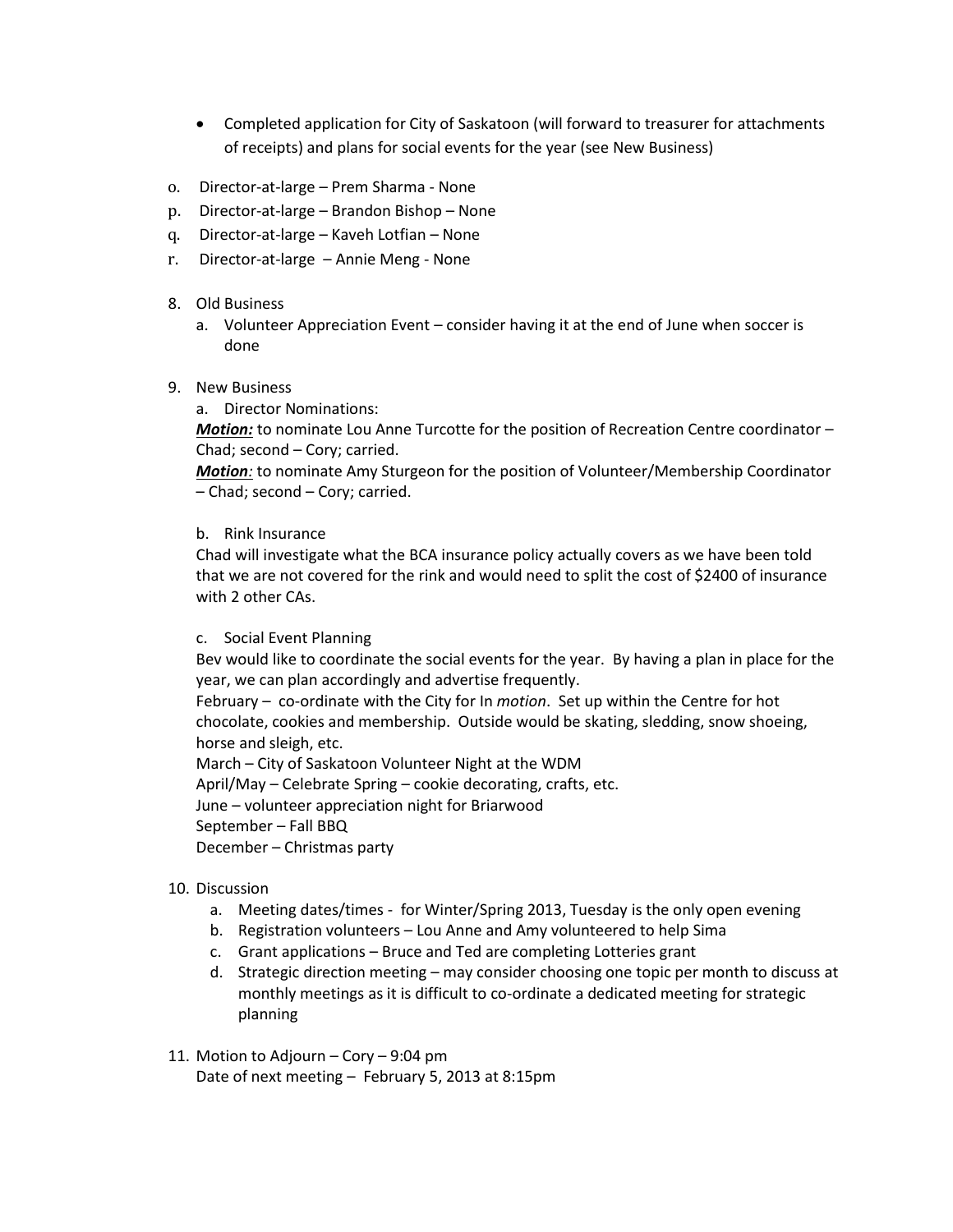- Completed application for City of Saskatoon (will forward to treasurer for attachments of receipts) and plans for social events for the year (see New Business)

o. Director-at-large – Prem Sharma - None

p. Director-at-large – Brandon Bishop – None

q. Director-at-large – Kaveh Lotfian – None

r. Director-at-large – Annie Meng - None

8. Old Business
   a. Volunteer Appreciation Event – consider having it at the end of June when soccer is done

9. New Business
   a. Director Nominations:

   ***Motion:*** to nominate Lou Anne Turcotte for the position of Recreation Centre coordinator – Chad; second – Cory; carried.

   ***Motion:*** to nominate Amy Sturgeon for the position of Volunteer/Membership Coordinator – Chad; second – Cory; carried.

   b. Rink Insurance

   Chad will investigate what the BCA insurance policy actually covers as we have been told that we are not covered for the rink and would need to split the cost of $2400 of insurance with 2 other CAs.

   c. Social Event Planning

   Bev would like to coordinate the social events for the year. By having a plan in place for the year, we can plan accordingly and advertise frequently.

   February – co-ordinate with the City for In *motion*. Set up within the Centre for hot chocolate, cookies and membership. Outside would be skating, sledding, snow shoeing, horse and sleigh, etc.

   March – City of Saskatoon Volunteer Night at the WDM

   April/May – Celebrate Spring – cookie decorating, crafts, etc.

   June – volunteer appreciation night for Briarwood

   September – Fall BBQ

   December – Christmas party

10. Discussion
    a. Meeting dates/times - for Winter/Spring 2013, Tuesday is the only open evening
    b. Registration volunteers – Lou Anne and Amy volunteered to help Sima
    c. Grant applications – Bruce and Ted are completing Lotteries grant
    d. Strategic direction meeting – may consider choosing one topic per month to discuss at monthly meetings as it is difficult to co-ordinate a dedicated meeting for strategic planning

11. Motion to Adjourn – Cory – 9:04 pm

    Date of next meeting – February 5, 2013 at 8:15pm